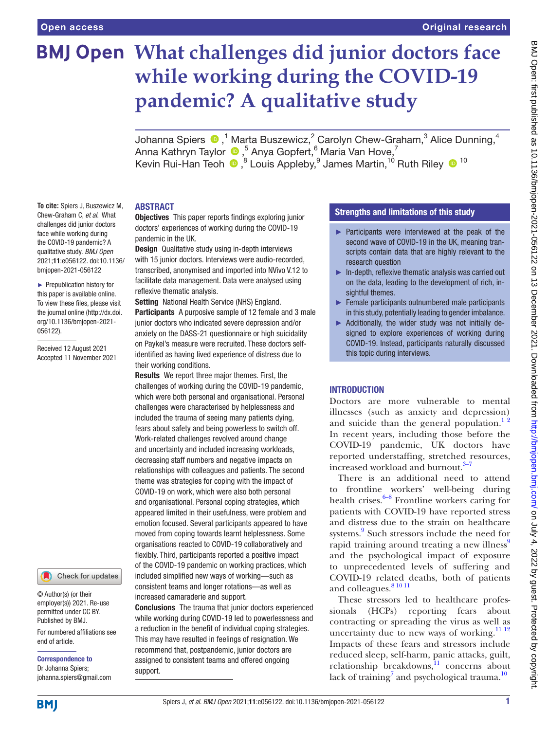# What challenges did junior doctors face while working during the COVID-19 pandemic? A qualitative study

Johanna Spiers,[1] Marta Buszewicz,[2] Carolyn Chew-Graham,[3] Alice Dunning,[4] Anna Kathryn Taylor,[5] Anya Gopfert,[6] Maria Van Hove,[7] Kevin Rui-Han Teoh,[8] Louis Appleby,[9] James Martin,[10] Ruth Riley[10]

**To cite:** Spiers J, Buszewicz M, Chew-Graham C, *et al*. What challenges did junior doctors face while working during the COVID-19 pandemic? A qualitative study. *BMJ Open* 2021;**11**:e056122. doi:10.1136/bmjopen-2021-056122

► Prepublication history for this paper is available online. To view these files, please visit the journal online (http://dx.doi.org/10.1136/bmjopen-2021-056122).

Received 12 August 2021
Accepted 11 November 2021

© Author(s) (or their employer(s)) 2021. Re-use permitted under CC BY. Published by BMJ.

For numbered affiliations see end of article.

**Correspondence to**
Dr Johanna Spiers;
johanna.spiers@gmail.com

## ABSTRACT

**Objectives** This paper reports findings exploring junior doctors' experiences of working during the COVID-19 pandemic in the UK.

**Design** Qualitative study using in-depth interviews with 15 junior doctors. Interviews were audio-recorded, transcribed, anonymised and imported into NVivo V.12 to facilitate data management. Data were analysed using reflexive thematic analysis.

**Setting** National Health Service (NHS) England.

**Participants** A purposive sample of 12 female and 3 male junior doctors who indicated severe depression and/or anxiety on the DASS-21 questionnaire or high suicidality on Paykel's measure were recruited. These doctors self-identified as having lived experience of distress due to their working conditions.

**Results** We report three major themes. First, the challenges of working during the COVID-19 pandemic, which were both personal and organisational. Personal challenges were characterised by helplessness and included the trauma of seeing many patients dying, fears about safety and being powerless to switch off. Work-related challenges revolved around change and uncertainty and included increasing workloads, decreasing staff numbers and negative impacts on relationships with colleagues and patients. The second theme was strategies for coping with the impact of COVID-19 on work, which were also both personal and organisational. Personal coping strategies, which appeared limited in their usefulness, were problem and emotion focused. Several participants appeared to have moved from coping towards learnt helplessness. Some organisations reacted to COVID-19 collaboratively and flexibly. Third, participants reported a positive impact of the COVID-19 pandemic on working practices, which included simplified new ways of working—such as consistent teams and longer rotations—as well as increased camaraderie and support.

**Conclusions** The trauma that junior doctors experienced while working during COVID-19 led to powerlessness and a reduction in the benefit of individual coping strategies. This may have resulted in feelings of resignation. We recommend that, postpandemic, junior doctors are assigned to consistent teams and offered ongoing support.

## Strengths and limitations of this study

- ► Participants were interviewed at the peak of the second wave of COVID-19 in the UK, meaning transcripts contain data that are highly relevant to the research question
- ► In-depth, reflexive thematic analysis was carried out on the data, leading to the development of rich, insightful themes.
- ► Female participants outnumbered male participants in this study, potentially leading to gender imbalance.
- ► Additionally, the wider study was not initially designed to explore experiences of working during COVID-19. Instead, participants naturally discussed this topic during interviews.

## INTRODUCTION

Doctors are more vulnerable to mental illnesses (such as anxiety and depression) and suicide than the general population.[1,2] In recent years, including those before the COVID-19 pandemic, UK doctors have reported understaffing, stretched resources, increased workload and burnout.[3–7]

There is an additional need to attend to frontline workers' well-being during health crises.[6–8] Frontline workers caring for patients with COVID-19 have reported stress and distress due to the strain on healthcare systems.[9] Such stressors include the need for rapid training around treating a new illness[9] and the psychological impact of exposure to unprecedented levels of suffering and COVID-19 related deaths, both of patients and colleagues.[8,10,11]

These stressors led to healthcare professionals (HCPs) reporting fears about contracting or spreading the virus as well as uncertainty due to new ways of working.[11,12] Impacts of these fears and stressors include reduced sleep, self-harm, panic attacks, guilt, relationship breakdowns,[11] concerns about lack of training[7] and psychological trauma.[10]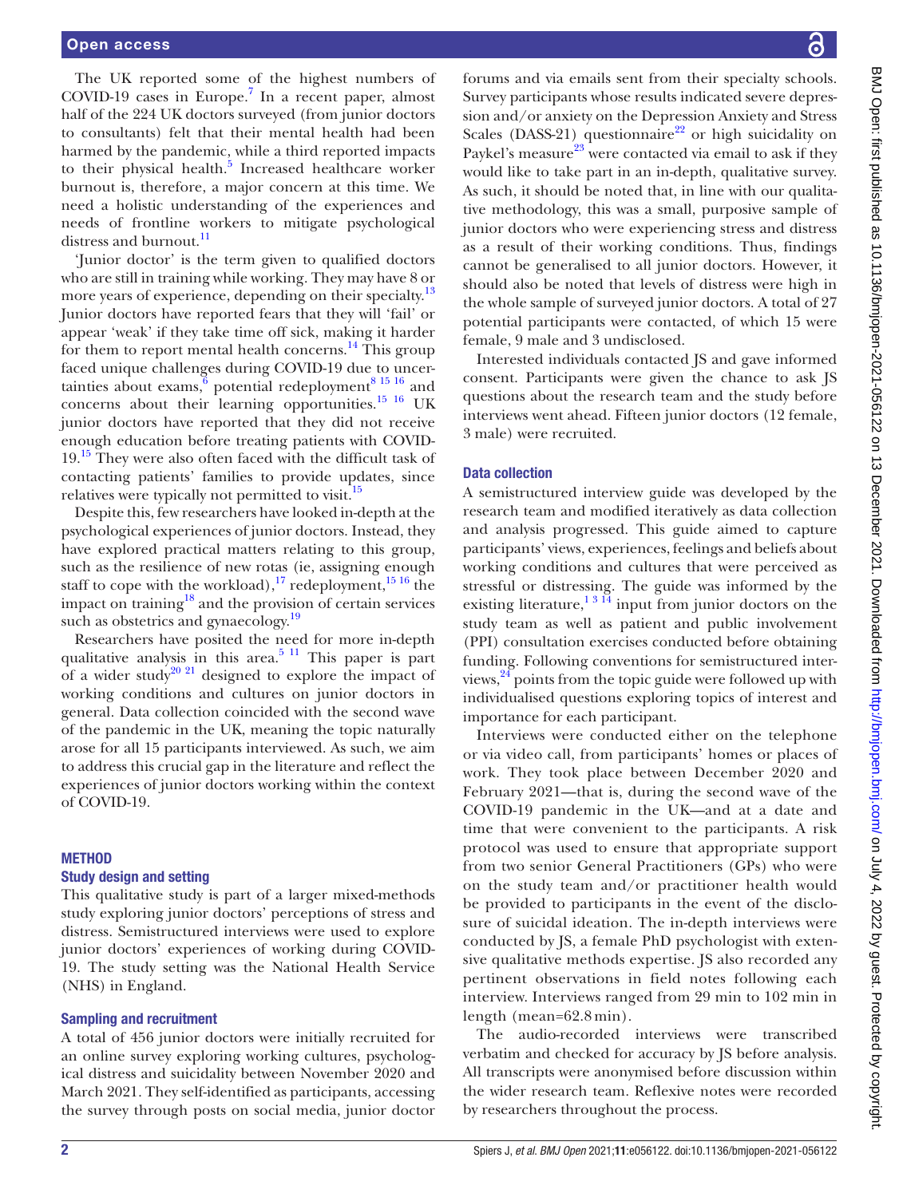The UK reported some of the highest numbers of COVID-19 cases in Europe.[7] In a recent paper, almost half of the 224 UK doctors surveyed (from junior doctors to consultants) felt that their mental health had been harmed by the pandemic, while a third reported impacts to their physical health.[5] Increased healthcare worker burnout is, therefore, a major concern at this time. We need a holistic understanding of the experiences and needs of frontline workers to mitigate psychological distress and burnout.[11]

'Junior doctor' is the term given to qualified doctors who are still in training while working. They may have 8 or more years of experience, depending on their specialty.[13] Junior doctors have reported fears that they will 'fail' or appear 'weak' if they take time off sick, making it harder for them to report mental health concerns.[14] This group faced unique challenges during COVID-19 due to uncertainties about exams,[6] potential redeployment[8 15 16] and concerns about their learning opportunities.[15 16] UK junior doctors have reported that they did not receive enough education before treating patients with COVID-19.[15] They were also often faced with the difficult task of contacting patients' families to provide updates, since relatives were typically not permitted to visit.[15]

Despite this, few researchers have looked in-depth at the psychological experiences of junior doctors. Instead, they have explored practical matters relating to this group, such as the resilience of new rotas (ie, assigning enough staff to cope with the workload),[17] redeployment,[15 16] the impact on training[18] and the provision of certain services such as obstetrics and gynaecology.[19]

Researchers have posited the need for more in-depth qualitative analysis in this area.[5 11] This paper is part of a wider study[20 21] designed to explore the impact of working conditions and cultures on junior doctors in general. Data collection coincided with the second wave of the pandemic in the UK, meaning the topic naturally arose for all 15 participants interviewed. As such, we aim to address this crucial gap in the literature and reflect the experiences of junior doctors working within the context of COVID-19.

## METHOD

### Study design and setting

This qualitative study is part of a larger mixed-methods study exploring junior doctors' perceptions of stress and distress. Semistructured interviews were used to explore junior doctors' experiences of working during COVID-19. The study setting was the National Health Service (NHS) in England.

### Sampling and recruitment

A total of 456 junior doctors were initially recruited for an online survey exploring working cultures, psychological distress and suicidality between November 2020 and March 2021. They self-identified as participants, accessing the survey through posts on social media, junior doctor forums and via emails sent from their specialty schools. Survey participants whose results indicated severe depression and/or anxiety on the Depression Anxiety and Stress Scales (DASS-21) questionnaire[22] or high suicidality on Paykel's measure[23] were contacted via email to ask if they would like to take part in an in-depth, qualitative survey. As such, it should be noted that, in line with our qualitative methodology, this was a small, purposive sample of junior doctors who were experiencing stress and distress as a result of their working conditions. Thus, findings cannot be generalised to all junior doctors. However, it should also be noted that levels of distress were high in the whole sample of surveyed junior doctors. A total of 27 potential participants were contacted, of which 15 were female, 9 male and 3 undisclosed.

Interested individuals contacted JS and gave informed consent. Participants were given the chance to ask JS questions about the research team and the study before interviews went ahead. Fifteen junior doctors (12 female, 3 male) were recruited.

### Data collection

A semistructured interview guide was developed by the research team and modified iteratively as data collection and analysis progressed. This guide aimed to capture participants' views, experiences, feelings and beliefs about working conditions and cultures that were perceived as stressful or distressing. The guide was informed by the existing literature,[1 3 14] input from junior doctors on the study team as well as patient and public involvement (PPI) consultation exercises conducted before obtaining funding. Following conventions for semistructured interviews,[24] points from the topic guide were followed up with individualised questions exploring topics of interest and importance for each participant.

Interviews were conducted either on the telephone or via video call, from participants' homes or places of work. They took place between December 2020 and February 2021—that is, during the second wave of the COVID-19 pandemic in the UK—and at a date and time that were convenient to the participants. A risk protocol was used to ensure that appropriate support from two senior General Practitioners (GPs) who were on the study team and/or practitioner health would be provided to participants in the event of the disclosure of suicidal ideation. The in-depth interviews were conducted by JS, a female PhD psychologist with extensive qualitative methods expertise. JS also recorded any pertinent observations in field notes following each interview. Interviews ranged from 29 min to 102 min in length (mean=62.8 min).

The audio-recorded interviews were transcribed verbatim and checked for accuracy by JS before analysis. All transcripts were anonymised before discussion within the wider research team. Reflexive notes were recorded by researchers throughout the process.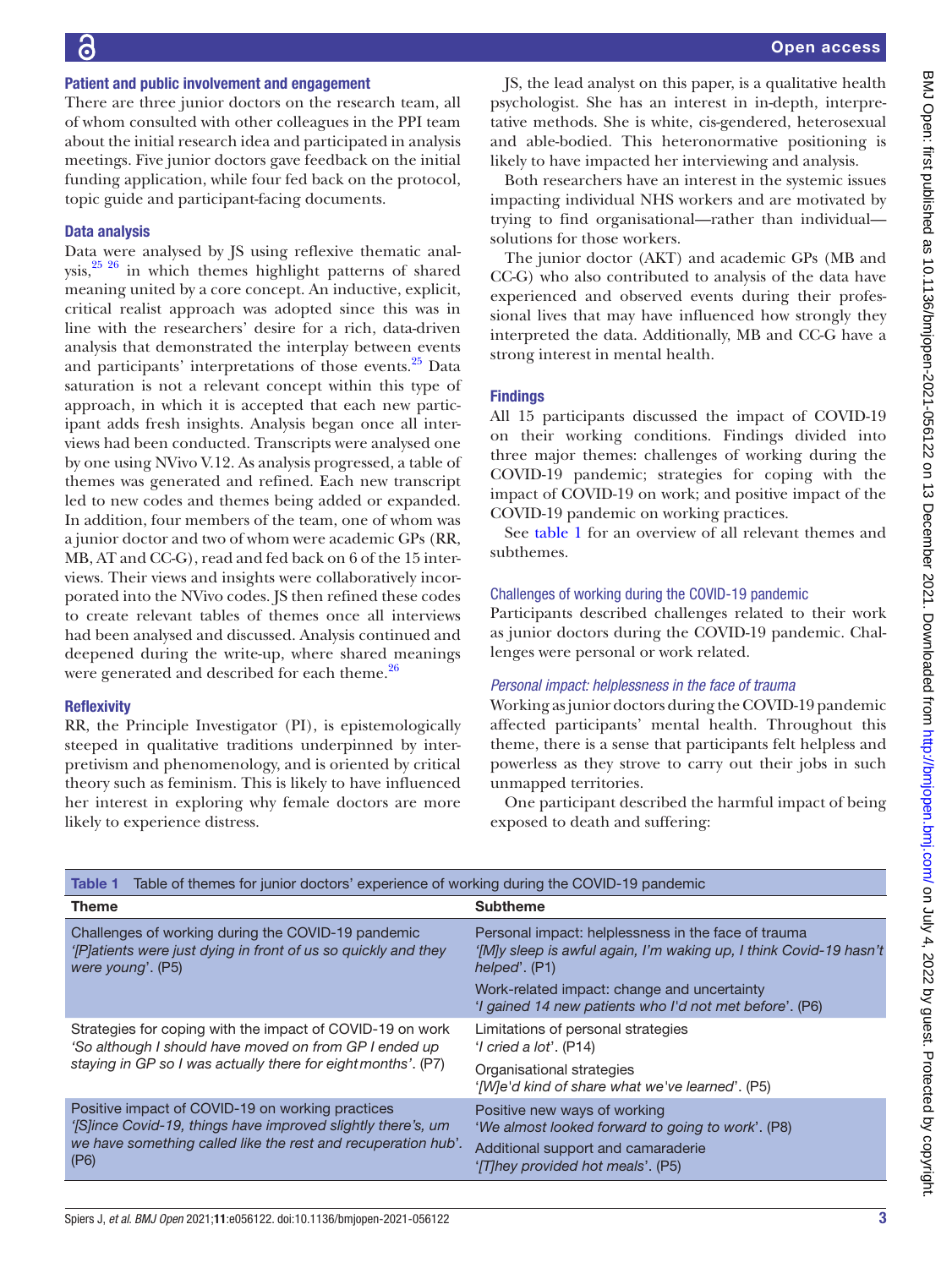### Patient and public involvement and engagement

There are three junior doctors on the research team, all of whom consulted with other colleagues in the PPI team about the initial research idea and participated in analysis meetings. Five junior doctors gave feedback on the initial funding application, while four fed back on the protocol, topic guide and participant-facing documents.

### Data analysis

Data were analysed by JS using reflexive thematic analysis,[25 26] in which themes highlight patterns of shared meaning united by a core concept. An inductive, explicit, critical realist approach was adopted since this was in line with the researchers' desire for a rich, data-driven analysis that demonstrated the interplay between events and participants' interpretations of those events.[25] Data saturation is not a relevant concept within this type of approach, in which it is accepted that each new participant adds fresh insights. Analysis began once all interviews had been conducted. Transcripts were analysed one by one using NVivo V.12. As analysis progressed, a table of themes was generated and refined. Each new transcript led to new codes and themes being added or expanded. In addition, four members of the team, one of whom was a junior doctor and two of whom were academic GPs (RR, MB, AT and CC-G), read and fed back on 6 of the 15 interviews. Their views and insights were collaboratively incorporated into the NVivo codes. JS then refined these codes to create relevant tables of themes once all interviews had been analysed and discussed. Analysis continued and deepened during the write-up, where shared meanings were generated and described for each theme.[26]

### Reflexivity

RR, the Principle Investigator (PI), is epistemologically steeped in qualitative traditions underpinned by interpretivism and phenomenology, and is oriented by critical theory such as feminism. This is likely to have influenced her interest in exploring why female doctors are more likely to experience distress.

JS, the lead analyst on this paper, is a qualitative health psychologist. She has an interest in in-depth, interpretative methods. She is white, cis-gendered, heterosexual and able-bodied. This heteronormative positioning is likely to have impacted her interviewing and analysis.

Both researchers have an interest in the systemic issues impacting individual NHS workers and are motivated by trying to find organisational—rather than individual—solutions for those workers.

The junior doctor (AKT) and academic GPs (MB and CC-G) who also contributed to analysis of the data have experienced and observed events during their professional lives that may have influenced how strongly they interpreted the data. Additionally, MB and CC-G have a strong interest in mental health.

## Findings

All 15 participants discussed the impact of COVID-19 on their working conditions. Findings divided into three major themes: challenges of working during the COVID-19 pandemic; strategies for coping with the impact of COVID-19 on work; and positive impact of the COVID-19 pandemic on working practices.

See table 1 for an overview of all relevant themes and subthemes.

### Challenges of working during the COVID-19 pandemic

Participants described challenges related to their work as junior doctors during the COVID-19 pandemic. Challenges were personal or work related.

#### *Personal impact: helplessness in the face of trauma*

Working as junior doctors during the COVID-19 pandemic affected participants' mental health. Throughout this theme, there is a sense that participants felt helpless and powerless as they strove to carry out their jobs in such unmapped territories.

One participant described the harmful impact of being exposed to death and suffering:

**Table 1** Table of themes for junior doctors' experience of working during the COVID-19 pandemic

| Theme | Subtheme |
|---|---|
| Challenges of working during the COVID-19 pandemic *'[P]atients were just dying in front of us so quickly and they were young'*. (P5) | Personal impact: helplessness in the face of trauma *'[M]y sleep is awful again, I'm waking up, I think Covid-19 hasn't helped'*. (P1) |
| | Work-related impact: change and uncertainty *'I gained 14 new patients who I'd not met before'*. (P6) |
| Strategies for coping with the impact of COVID-19 on work *'So although I should have moved on from GP I ended up staying in GP so I was actually there for eight months'*. (P7) | Limitations of personal strategies *'I cried a lot'*. (P14) |
| | Organisational strategies *'[W]e'd kind of share what we've learned'*. (P5) |
| Positive impact of COVID-19 on working practices *'[S]ince Covid-19, things have improved slightly there's, um we have something called like the rest and recuperation hub'*. (P6) | Positive new ways of working *'We almost looked forward to going to work'*. (P8) |
| | Additional support and camaraderie *'[T]hey provided hot meals'*. (P5) |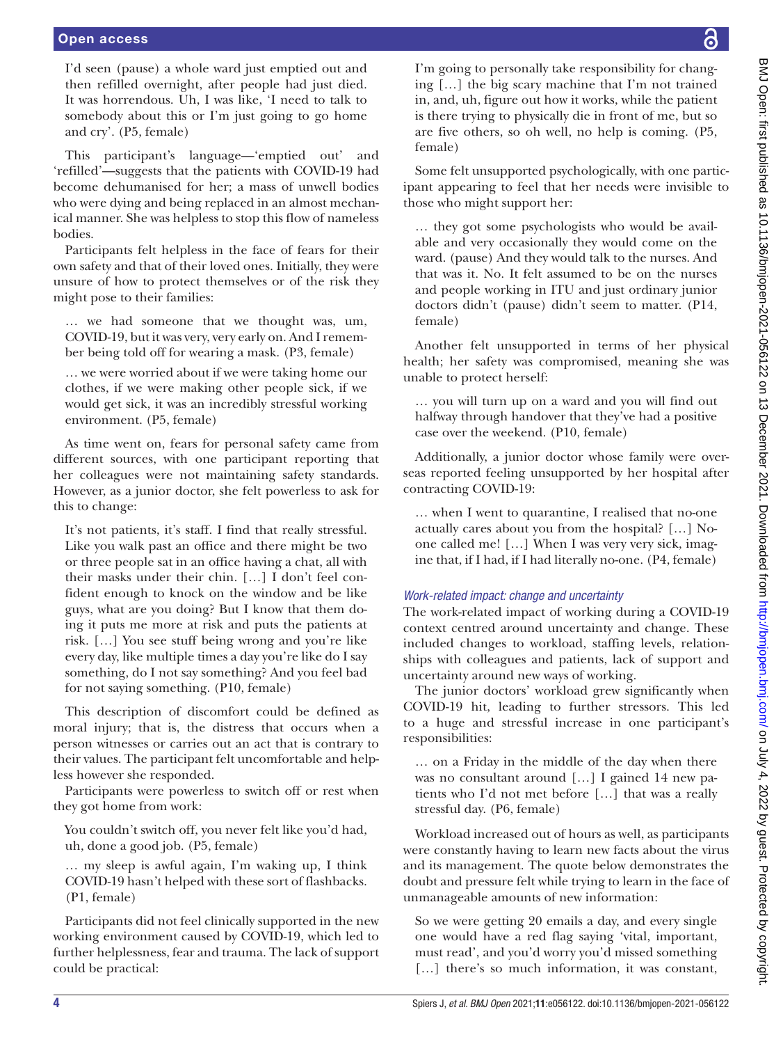> I'd seen (pause) a whole ward just emptied out and then refilled overnight, after people had just died. It was horrendous. Uh, I was like, 'I need to talk to somebody about this or I'm just going to go home and cry'. (P5, female)

This participant's language—'emptied out' and 'refilled'—suggests that the patients with COVID-19 had become dehumanised for her; a mass of unwell bodies who were dying and being replaced in an almost mechanical manner. She was helpless to stop this flow of nameless bodies.

Participants felt helpless in the face of fears for their own safety and that of their loved ones. Initially, they were unsure of how to protect themselves or of the risk they might pose to their families:

> … we had someone that we thought was, um, COVID-19, but it was very, very early on. And I remember being told off for wearing a mask. (P3, female)

> … we were worried about if we were taking home our clothes, if we were making other people sick, if we would get sick, it was an incredibly stressful working environment. (P5, female)

As time went on, fears for personal safety came from different sources, with one participant reporting that her colleagues were not maintaining safety standards. However, as a junior doctor, she felt powerless to ask for this to change:

> It's not patients, it's staff. I find that really stressful. Like you walk past an office and there might be two or three people sat in an office having a chat, all with their masks under their chin. […] I don't feel confident enough to knock on the window and be like guys, what are you doing? But I know that them doing it puts me more at risk and puts the patients at risk. […] You see stuff being wrong and you're like every day, like multiple times a day you're like do I say something, do I not say something? And you feel bad for not saying something. (P10, female)

This description of discomfort could be defined as moral injury; that is, the distress that occurs when a person witnesses or carries out an act that is contrary to their values. The participant felt uncomfortable and helpless however she responded.

Participants were powerless to switch off or rest when they got home from work:

> You couldn't switch off, you never felt like you'd had, uh, done a good job. (P5, female)

> … my sleep is awful again, I'm waking up, I think COVID-19 hasn't helped with these sort of flashbacks. (P1, female)

Participants did not feel clinically supported in the new working environment caused by COVID-19, which led to further helplessness, fear and trauma. The lack of support could be practical:

> I'm going to personally take responsibility for changing […] the big scary machine that I'm not trained in, and, uh, figure out how it works, while the patient is there trying to physically die in front of me, but so are five others, so oh well, no help is coming. (P5, female)

Some felt unsupported psychologically, with one participant appearing to feel that her needs were invisible to those who might support her:

> … they got some psychologists who would be available and very occasionally they would come on the ward. (pause) And they would talk to the nurses. And that was it. No. It felt assumed to be on the nurses and people working in ITU and just ordinary junior doctors didn't (pause) didn't seem to matter. (P14, female)

Another felt unsupported in terms of her physical health; her safety was compromised, meaning she was unable to protect herself:

> … you will turn up on a ward and you will find out halfway through handover that they've had a positive case over the weekend. (P10, female)

Additionally, a junior doctor whose family were overseas reported feeling unsupported by her hospital after contracting COVID-19:

> … when I went to quarantine, I realised that no-one actually cares about you from the hospital? […] No-one called me! […] When I was very very sick, imagine that, if I had, if I had literally no-one. (P4, female)

### *Work-related impact: change and uncertainty*

The work-related impact of working during a COVID-19 context centred around uncertainty and change. These included changes to workload, staffing levels, relationships with colleagues and patients, lack of support and uncertainty around new ways of working.

The junior doctors' workload grew significantly when COVID-19 hit, leading to further stressors. This led to a huge and stressful increase in one participant's responsibilities:

> … on a Friday in the middle of the day when there was no consultant around […] I gained 14 new patients who I'd not met before […] that was a really stressful day. (P6, female)

Workload increased out of hours as well, as participants were constantly having to learn new facts about the virus and its management. The quote below demonstrates the doubt and pressure felt while trying to learn in the face of unmanageable amounts of new information:

> So we were getting 20 emails a day, and every single one would have a red flag saying 'vital, important, must read', and you'd worry you'd missed something […] there's so much information, it was constant,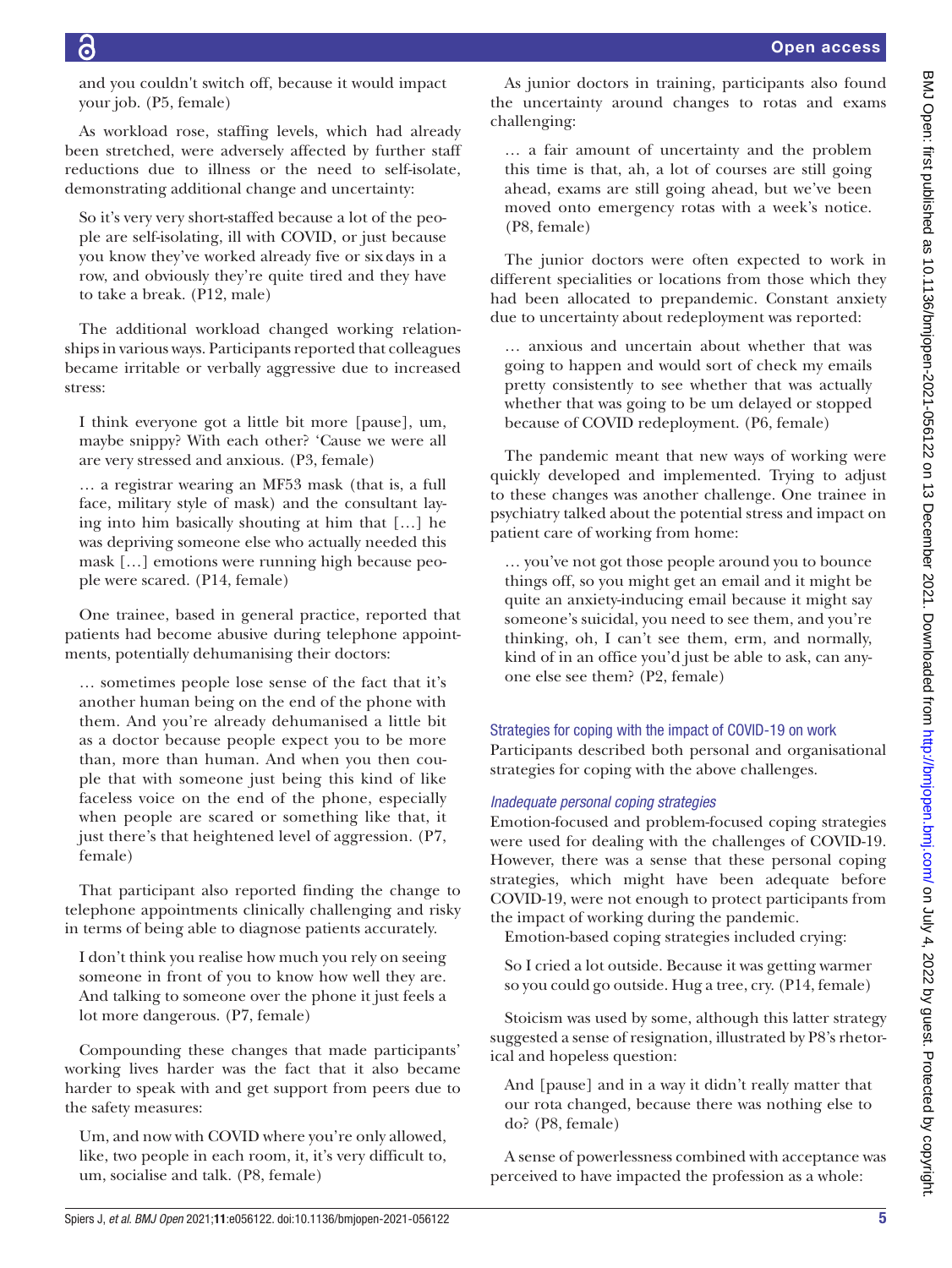and you couldn't switch off, because it would impact your job. (P5, female)

As workload rose, staffing levels, which had already been stretched, were adversely affected by further staff reductions due to illness or the need to self-isolate, demonstrating additional change and uncertainty:

> So it's very very short-staffed because a lot of the people are self-isolating, ill with COVID, or just because you know they've worked already five or six days in a row, and obviously they're quite tired and they have to take a break. (P12, male)

The additional workload changed working relationships in various ways. Participants reported that colleagues became irritable or verbally aggressive due to increased stress:

> I think everyone got a little bit more [pause], um, maybe snippy? With each other? 'Cause we were all are very stressed and anxious. (P3, female)

> … a registrar wearing an MF53 mask (that is, a full face, military style of mask) and the consultant laying into him basically shouting at him that […] he was depriving someone else who actually needed this mask […] emotions were running high because people were scared. (P14, female)

One trainee, based in general practice, reported that patients had become abusive during telephone appointments, potentially dehumanising their doctors:

> … sometimes people lose sense of the fact that it's another human being on the end of the phone with them. And you're already dehumanised a little bit as a doctor because people expect you to be more than, more than human. And when you then couple that with someone just being this kind of like faceless voice on the end of the phone, especially when people are scared or something like that, it just there's that heightened level of aggression. (P7, female)

That participant also reported finding the change to telephone appointments clinically challenging and risky in terms of being able to diagnose patients accurately.

> I don't think you realise how much you rely on seeing someone in front of you to know how well they are. And talking to someone over the phone it just feels a lot more dangerous. (P7, female)

Compounding these changes that made participants' working lives harder was the fact that it also became harder to speak with and get support from peers due to the safety measures:

> Um, and now with COVID where you're only allowed, like, two people in each room, it, it's very difficult to, um, socialise and talk. (P8, female)

As junior doctors in training, participants also found the uncertainty around changes to rotas and exams challenging:

> … a fair amount of uncertainty and the problem this time is that, ah, a lot of courses are still going ahead, exams are still going ahead, but we've been moved onto emergency rotas with a week's notice. (P8, female)

The junior doctors were often expected to work in different specialities or locations from those which they had been allocated to prepandemic. Constant anxiety due to uncertainty about redeployment was reported:

> … anxious and uncertain about whether that was going to happen and would sort of check my emails pretty consistently to see whether that was actually whether that was going to be um delayed or stopped because of COVID redeployment. (P6, female)

The pandemic meant that new ways of working were quickly developed and implemented. Trying to adjust to these changes was another challenge. One trainee in psychiatry talked about the potential stress and impact on patient care of working from home:

> … you've not got those people around you to bounce things off, so you might get an email and it might be quite an anxiety-inducing email because it might say someone's suicidal, you need to see them, and you're thinking, oh, I can't see them, erm, and normally, kind of in an office you'd just be able to ask, can anyone else see them? (P2, female)

### Strategies for coping with the impact of COVID-19 on work

Participants described both personal and organisational strategies for coping with the above challenges.

#### *Inadequate personal coping strategies*

Emotion-focused and problem-focused coping strategies were used for dealing with the challenges of COVID-19. However, there was a sense that these personal coping strategies, which might have been adequate before COVID-19, were not enough to protect participants from the impact of working during the pandemic.

Emotion-based coping strategies included crying:

> So I cried a lot outside. Because it was getting warmer so you could go outside. Hug a tree, cry. (P14, female)

Stoicism was used by some, although this latter strategy suggested a sense of resignation, illustrated by P8's rhetorical and hopeless question:

> And [pause] and in a way it didn't really matter that our rota changed, because there was nothing else to do? (P8, female)

A sense of powerlessness combined with acceptance was perceived to have impacted the profession as a whole: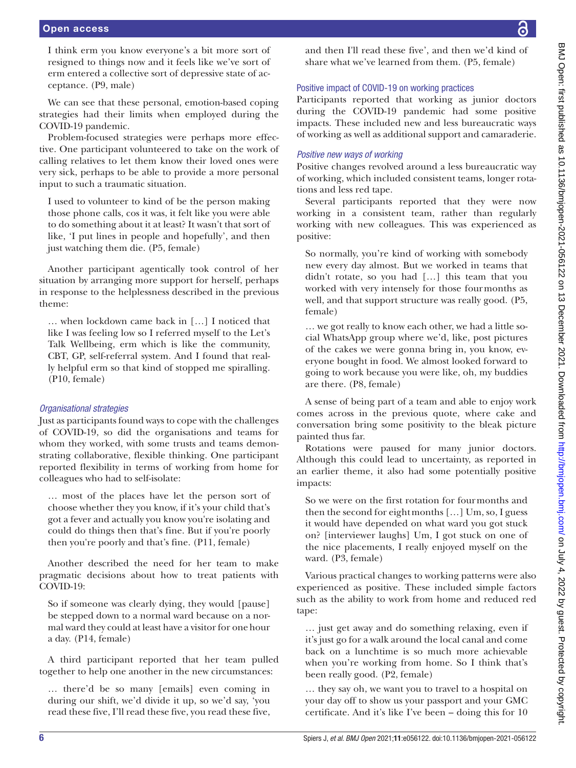I think erm you know everyone's a bit more sort of resigned to things now and it feels like we've sort of erm entered a collective sort of depressive state of acceptance. (P9, male)

We can see that these personal, emotion-based coping strategies had their limits when employed during the COVID-19 pandemic.

Problem-focused strategies were perhaps more effective. One participant volunteered to take on the work of calling relatives to let them know their loved ones were very sick, perhaps to be able to provide a more personal input to such a traumatic situation.

> I used to volunteer to kind of be the person making those phone calls, cos it was, it felt like you were able to do something about it at least? It wasn't that sort of like, 'I put lines in people and hopefully', and then just watching them die. (P5, female)

Another participant agentically took control of her situation by arranging more support for herself, perhaps in response to the helplessness described in the previous theme:

> … when lockdown came back in […] I noticed that like I was feeling low so I referred myself to the Let's Talk Wellbeing, erm which is like the community, CBT, GP, self-referral system. And I found that really helpful erm so that kind of stopped me spiralling. (P10, female)

### *Organisational strategies*

Just as participants found ways to cope with the challenges of COVID-19, so did the organisations and teams for whom they worked, with some trusts and teams demonstrating collaborative, flexible thinking. One participant reported flexibility in terms of working from home for colleagues who had to self-isolate:

> … most of the places have let the person sort of choose whether they you know, if it's your child that's got a fever and actually you know you're isolating and could do things then that's fine. But if you're poorly then you're poorly and that's fine. (P11, female)

Another described the need for her team to make pragmatic decisions about how to treat patients with COVID-19:

> So if someone was clearly dying, they would [pause] be stepped down to a normal ward because on a normal ward they could at least have a visitor for one hour a day. (P14, female)

A third participant reported that her team pulled together to help one another in the new circumstances:

> … there'd be so many [emails] even coming in during our shift, we'd divide it up, so we'd say, 'you read these five, I'll read these five, you read these five, and then I'll read these five', and then we'd kind of share what we've learned from them. (P5, female)

## Positive impact of COVID-19 on working practices

Participants reported that working as junior doctors during the COVID-19 pandemic had some positive impacts. These included new and less bureaucratic ways of working as well as additional support and camaraderie.

### *Positive new ways of working*

Positive changes revolved around a less bureaucratic way of working, which included consistent teams, longer rotations and less red tape.

Several participants reported that they were now working in a consistent team, rather than regularly working with new colleagues. This was experienced as positive:

> So normally, you're kind of working with somebody new every day almost. But we worked in teams that didn't rotate, so you had […] this team that you worked with very intensely for those four months as well, and that support structure was really good. (P5, female)

> … we got really to know each other, we had a little social WhatsApp group where we'd, like, post pictures of the cakes we were gonna bring in, you know, everyone bought in food. We almost looked forward to going to work because you were like, oh, my buddies are there. (P8, female)

A sense of being part of a team and able to enjoy work comes across in the previous quote, where cake and conversation bring some positivity to the bleak picture painted thus far.

Rotations were paused for many junior doctors. Although this could lead to uncertainty, as reported in an earlier theme, it also had some potentially positive impacts:

> So we were on the first rotation for four months and then the second for eight months […] Um, so, I guess it would have depended on what ward you got stuck on? [interviewer laughs] Um, I got stuck on one of the nice placements, I really enjoyed myself on the ward. (P3, female)

Various practical changes to working patterns were also experienced as positive. These included simple factors such as the ability to work from home and reduced red tape:

> … just get away and do something relaxing, even if it's just go for a walk around the local canal and come back on a lunchtime is so much more achievable when you're working from home. So I think that's been really good. (P2, female)

> … they say oh, we want you to travel to a hospital on your day off to show us your passport and your GMC certificate. And it's like I've been – doing this for 10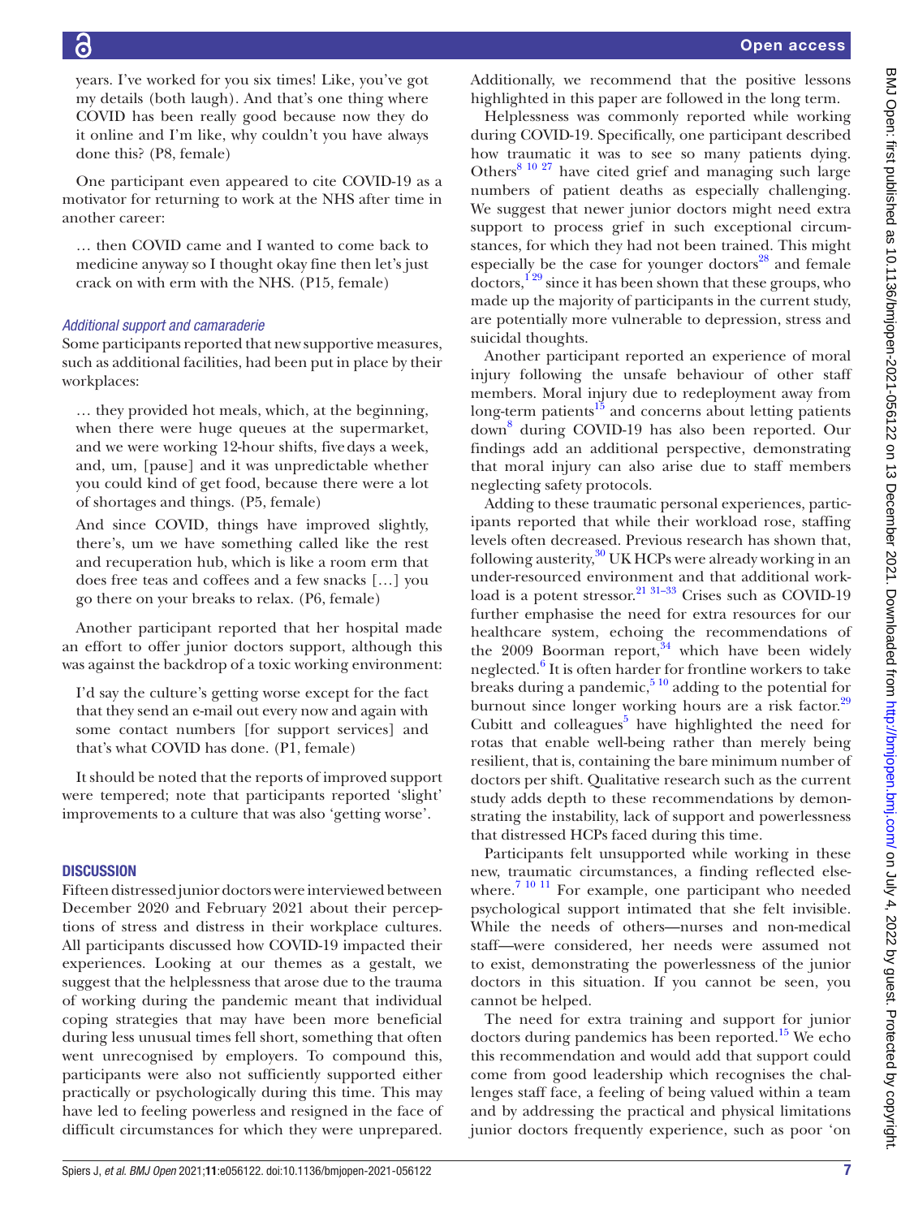years. I've worked for you six times! Like, you've got my details (both laugh). And that's one thing where COVID has been really good because now they do it online and I'm like, why couldn't you have always done this? (P8, female)

One participant even appeared to cite COVID-19 as a motivator for returning to work at the NHS after time in another career:

> … then COVID came and I wanted to come back to medicine anyway so I thought okay fine then let's just crack on with erm with the NHS. (P15, female)

### *Additional support and camaraderie*

Some participants reported that new supportive measures, such as additional facilities, had been put in place by their workplaces:

> … they provided hot meals, which, at the beginning, when there were huge queues at the supermarket, and we were working 12-hour shifts, five days a week, and, um, [pause] and it was unpredictable whether you could kind of get food, because there were a lot of shortages and things. (P5, female)

> And since COVID, things have improved slightly, there's, um we have something called like the rest and recuperation hub, which is like a room erm that does free teas and coffees and a few snacks […] you go there on your breaks to relax. (P6, female)

Another participant reported that her hospital made an effort to offer junior doctors support, although this was against the backdrop of a toxic working environment:

> I'd say the culture's getting worse except for the fact that they send an e-mail out every now and again with some contact numbers [for support services] and that's what COVID has done. (P1, female)

It should be noted that the reports of improved support were tempered; note that participants reported 'slight' improvements to a culture that was also 'getting worse'.

## DISCUSSION

Fifteen distressed junior doctors were interviewed between December 2020 and February 2021 about their perceptions of stress and distress in their workplace cultures. All participants discussed how COVID-19 impacted their experiences. Looking at our themes as a gestalt, we suggest that the helplessness that arose due to the trauma of working during the pandemic meant that individual coping strategies that may have been more beneficial during less unusual times fell short, something that often went unrecognised by employers. To compound this, participants were also not sufficiently supported either practically or psychologically during this time. This may have led to feeling powerless and resigned in the face of difficult circumstances for which they were unprepared. Additionally, we recommend that the positive lessons highlighted in this paper are followed in the long term.

Helplessness was commonly reported while working during COVID-19. Specifically, one participant described how traumatic it was to see so many patients dying. Others[8 10 27] have cited grief and managing such large numbers of patient deaths as especially challenging. We suggest that newer junior doctors might need extra support to process grief in such exceptional circumstances, for which they had not been trained. This might especially be the case for younger doctors[28] and female doctors,[1 29] since it has been shown that these groups, who made up the majority of participants in the current study, are potentially more vulnerable to depression, stress and suicidal thoughts.

Another participant reported an experience of moral injury following the unsafe behaviour of other staff members. Moral injury due to redeployment away from long-term patients[15] and concerns about letting patients down[8] during COVID-19 has also been reported. Our findings add an additional perspective, demonstrating that moral injury can also arise due to staff members neglecting safety protocols.

Adding to these traumatic personal experiences, participants reported that while their workload rose, staffing levels often decreased. Previous research has shown that, following austerity,[30] UK HCPs were already working in an under-resourced environment and that additional workload is a potent stressor.[21 31–33] Crises such as COVID-19 further emphasise the need for extra resources for our healthcare system, echoing the recommendations of the 2009 Boorman report,[34] which have been widely neglected.[6] It is often harder for frontline workers to take breaks during a pandemic,[5 10] adding to the potential for burnout since longer working hours are a risk factor.[29] Cubitt and colleagues[5] have highlighted the need for rotas that enable well-being rather than merely being resilient, that is, containing the bare minimum number of doctors per shift. Qualitative research such as the current study adds depth to these recommendations by demonstrating the instability, lack of support and powerlessness that distressed HCPs faced during this time.

Participants felt unsupported while working in these new, traumatic circumstances, a finding reflected elsewhere.[7 10 11] For example, one participant who needed psychological support intimated that she felt invisible. While the needs of others—nurses and non-medical staff—were considered, her needs were assumed not to exist, demonstrating the powerlessness of the junior doctors in this situation. If you cannot be seen, you cannot be helped.

The need for extra training and support for junior doctors during pandemics has been reported.[15] We echo this recommendation and would add that support could come from good leadership which recognises the challenges staff face, a feeling of being valued within a team and by addressing the practical and physical limitations junior doctors frequently experience, such as poor 'on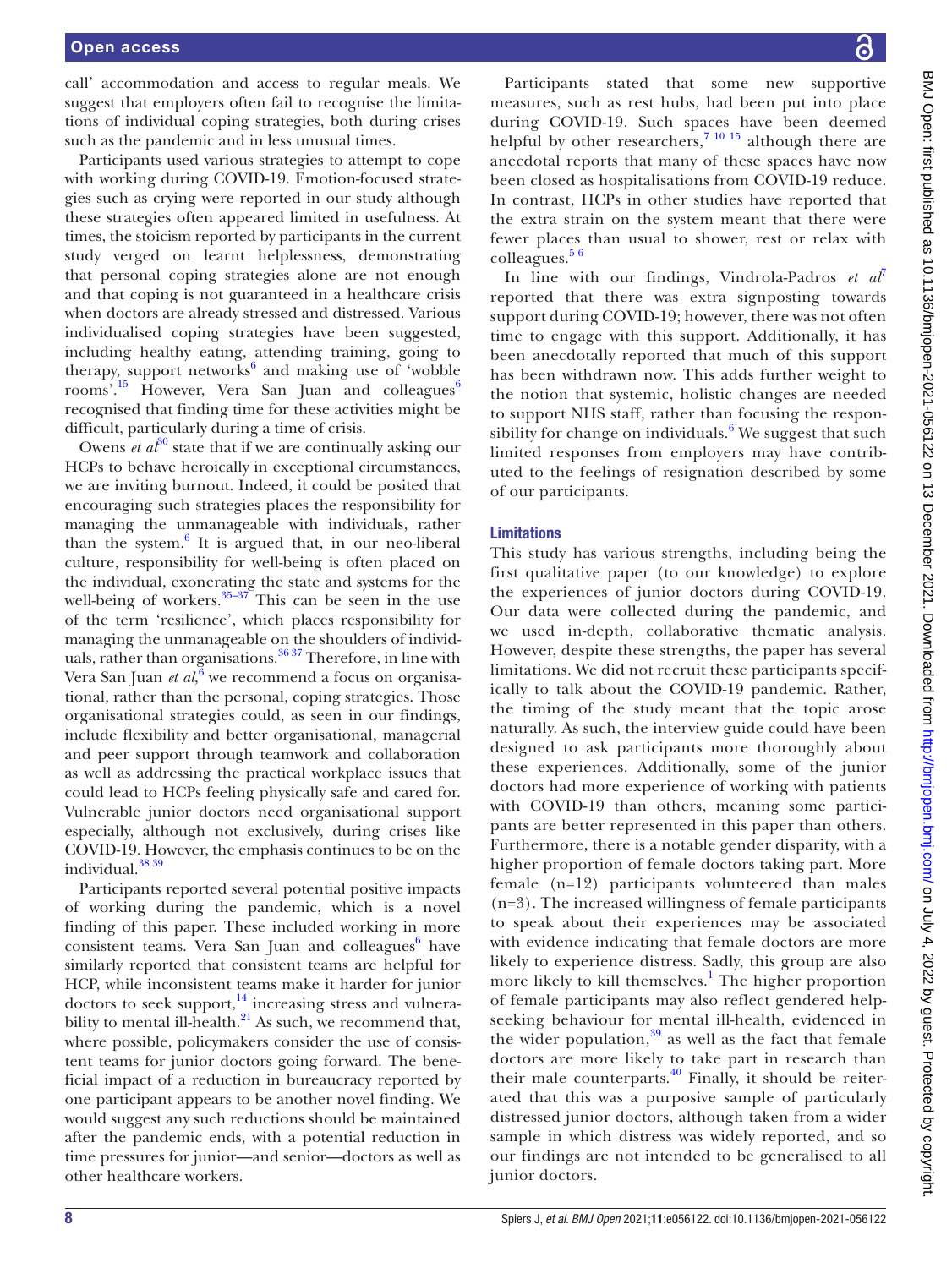call' accommodation and access to regular meals. We suggest that employers often fail to recognise the limitations of individual coping strategies, both during crises such as the pandemic and in less unusual times.

Participants used various strategies to attempt to cope with working during COVID-19. Emotion-focused strategies such as crying were reported in our study although these strategies often appeared limited in usefulness. At times, the stoicism reported by participants in the current study verged on learnt helplessness, demonstrating that personal coping strategies alone are not enough and that coping is not guaranteed in a healthcare crisis when doctors are already stressed and distressed. Various individualised coping strategies have been suggested, including healthy eating, attending training, going to therapy, support networks[6] and making use of 'wobble rooms'.[15] However, Vera San Juan and colleagues[6] recognised that finding time for these activities might be difficult, particularly during a time of crisis.

Owens *et al*[30] state that if we are continually asking our HCPs to behave heroically in exceptional circumstances, we are inviting burnout. Indeed, it could be posited that encouraging such strategies places the responsibility for managing the unmanageable with individuals, rather than the system.[6] It is argued that, in our neo-liberal culture, responsibility for well-being is often placed on the individual, exonerating the state and systems for the well-being of workers.[35–37] This can be seen in the use of the term 'resilience', which places responsibility for managing the unmanageable on the shoulders of individuals, rather than organisations.[36 37] Therefore, in line with Vera San Juan *et al*,[6] we recommend a focus on organisational, rather than the personal, coping strategies. Those organisational strategies could, as seen in our findings, include flexibility and better organisational, managerial and peer support through teamwork and collaboration as well as addressing the practical workplace issues that could lead to HCPs feeling physically safe and cared for. Vulnerable junior doctors need organisational support especially, although not exclusively, during crises like COVID-19. However, the emphasis continues to be on the individual.[38 39]

Participants reported several potential positive impacts of working during the pandemic, which is a novel finding of this paper. These included working in more consistent teams. Vera San Juan and colleagues[6] have similarly reported that consistent teams are helpful for HCP, while inconsistent teams make it harder for junior doctors to seek support,[14] increasing stress and vulnerability to mental ill-health.[21] As such, we recommend that, where possible, policymakers consider the use of consistent teams for junior doctors going forward. The beneficial impact of a reduction in bureaucracy reported by one participant appears to be another novel finding. We would suggest any such reductions should be maintained after the pandemic ends, with a potential reduction in time pressures for junior—and senior—doctors as well as other healthcare workers.

Participants stated that some new supportive measures, such as rest hubs, had been put into place during COVID-19. Such spaces have been deemed helpful by other researchers,[7 10 15] although there are anecdotal reports that many of these spaces have now been closed as hospitalisations from COVID-19 reduce. In contrast, HCPs in other studies have reported that the extra strain on the system meant that there were fewer places than usual to shower, rest or relax with colleagues.[5 6]

In line with our findings, Vindrola-Padros *et al*[7] reported that there was extra signposting towards support during COVID-19; however, there was not often time to engage with this support. Additionally, it has been anecdotally reported that much of this support has been withdrawn now. This adds further weight to the notion that systemic, holistic changes are needed to support NHS staff, rather than focusing the responsibility for change on individuals.[6] We suggest that such limited responses from employers may have contributed to the feelings of resignation described by some of our participants.

## Limitations

This study has various strengths, including being the first qualitative paper (to our knowledge) to explore the experiences of junior doctors during COVID-19. Our data were collected during the pandemic, and we used in-depth, collaborative thematic analysis. However, despite these strengths, the paper has several limitations. We did not recruit these participants specifically to talk about the COVID-19 pandemic. Rather, the timing of the study meant that the topic arose naturally. As such, the interview guide could have been designed to ask participants more thoroughly about these experiences. Additionally, some of the junior doctors had more experience of working with patients with COVID-19 than others, meaning some participants are better represented in this paper than others. Furthermore, there is a notable gender disparity, with a higher proportion of female doctors taking part. More female (n=12) participants volunteered than males (n=3). The increased willingness of female participants to speak about their experiences may be associated with evidence indicating that female doctors are more likely to experience distress. Sadly, this group are also more likely to kill themselves.[1] The higher proportion of female participants may also reflect gendered help-seeking behaviour for mental ill-health, evidenced in the wider population,[39] as well as the fact that female doctors are more likely to take part in research than their male counterparts.[40] Finally, it should be reiterated that this was a purposive sample of particularly distressed junior doctors, although taken from a wider sample in which distress was widely reported, and so our findings are not intended to be generalised to all junior doctors.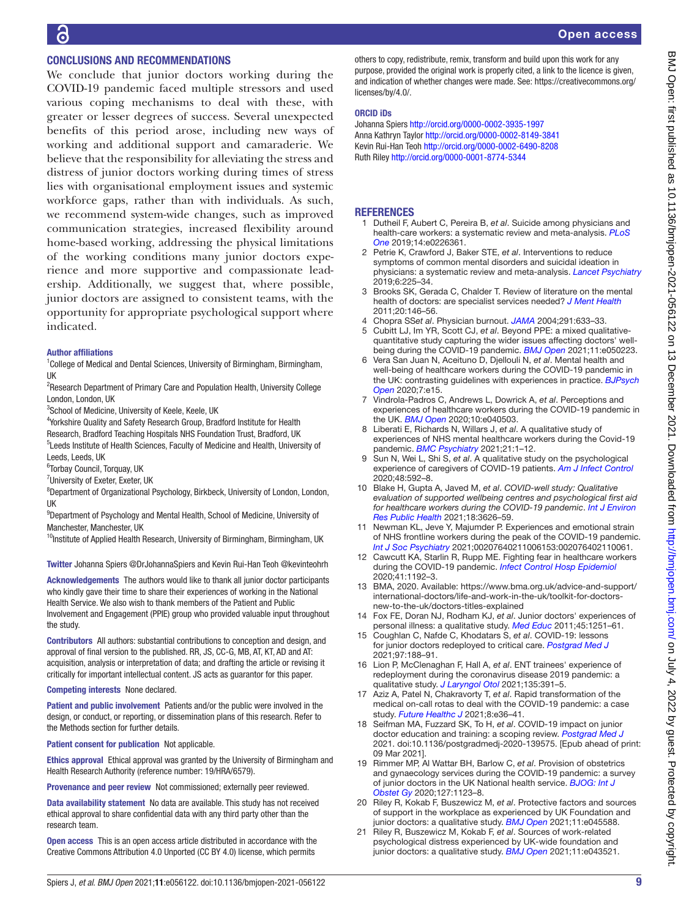## CONCLUSIONS AND RECOMMENDATIONS

We conclude that junior doctors working during the COVID-19 pandemic faced multiple stressors and used various coping mechanisms to deal with these, with greater or lesser degrees of success. Several unexpected benefits of this period arose, including new ways of working and additional support and camaraderie. We believe that the responsibility for alleviating the stress and distress of junior doctors working during times of stress lies with organisational employment issues and systemic workforce gaps, rather than with individuals. As such, we recommend system-wide changes, such as improved communication strategies, increased flexibility around home-based working, addressing the physical limitations of the working conditions many junior doctors experience and more supportive and compassionate leadership. Additionally, we suggest that, where possible, junior doctors are assigned to consistent teams, with the opportunity for appropriate psychological support where indicated.

**Author affiliations**

[1]College of Medical and Dental Sciences, University of Birmingham, Birmingham, UK
[2]Research Department of Primary Care and Population Health, University College London, London, UK
[3]School of Medicine, University of Keele, Keele, UK
[4]Yorkshire Quality and Safety Research Group, Bradford Institute for Health Research, Bradford Teaching Hospitals NHS Foundation Trust, Bradford, UK
[5]Leeds Institute of Health Sciences, Faculty of Medicine and Health, University of Leeds, Leeds, UK
[6]Torbay Council, Torquay, UK
[7]University of Exeter, Exeter, UK
[8]Department of Organizational Psychology, Birkbeck, University of London, London, UK
[9]Department of Psychology and Mental Health, School of Medicine, University of Manchester, Manchester, UK
[10]Institute of Applied Health Research, University of Birmingham, Birmingham, UK

**Twitter** Johanna Spiers @DrJohannaSpiers and Kevin Rui-Han Teoh @kevinteohrh

**Acknowledgements** The authors would like to thank all junior doctor participants who kindly gave their time to share their experiences of working in the National Health Service. We also wish to thank members of the Patient and Public Involvement and Engagement (PPIE) group who provided valuable input throughout the study.

**Contributors** All authors: substantial contributions to conception and design, and approval of final version to the published. RR, JS, CC-G, MB, AT, KT, AD and AT: acquisition, analysis or interpretation of data; and drafting the article or revising it critically for important intellectual content. JS acts as guarantor for this paper.

**Competing interests** None declared.

**Patient and public involvement** Patients and/or the public were involved in the design, or conduct, or reporting, or dissemination plans of this research. Refer to the Methods section for further details.

**Patient consent for publication** Not applicable.

**Ethics approval** Ethical approval was granted by the University of Birmingham and Health Research Authority (reference number: 19/HRA/6579).

**Provenance and peer review** Not commissioned; externally peer reviewed.

**Data availability statement** No data are available. This study has not received ethical approval to share confidential data with any third party other than the research team.

**Open access** This is an open access article distributed in accordance with the Creative Commons Attribution 4.0 Unported (CC BY 4.0) license, which permits others to copy, redistribute, remix, transform and build upon this work for any purpose, provided the original work is properly cited, a link to the licence is given, and indication of whether changes were made. See: https://creativecommons.org/licenses/by/4.0/.

**ORCID iDs**

Johanna Spiers http://orcid.org/0000-0002-3935-1997
Anna Kathryn Taylor http://orcid.org/0000-0002-8149-3841
Kevin Rui-Han Teoh http://orcid.org/0000-0002-6490-8208
Ruth Riley http://orcid.org/0000-0001-8774-5344

## REFERENCES

1. Dutheil F, Aubert C, Pereira B, *et al*. Suicide among physicians and health-care workers: a systematic review and meta-analysis. *PLoS One* 2019;14:e0226361.
2. Petrie K, Crawford J, Baker STE, *et al*. Interventions to reduce symptoms of common mental disorders and suicidal ideation in physicians: a systematic review and meta-analysis. *Lancet Psychiatry* 2019;6:225–34.
3. Brooks SK, Gerada C, Chalder T. Review of literature on the mental health of doctors: are specialist services needed? *J Ment Health* 2011;20:146–56.
4. Chopra SS*et al*. Physician burnout. *JAMA* 2004;291:633–33.
5. Cubitt LJ, Im YR, Scott CJ, *et al*. Beyond PPE: a mixed qualitative-quantitative study capturing the wider issues affecting doctors' well-being during the COVID-19 pandemic. *BMJ Open* 2021;11:e050223.
6. Vera San Juan N, Aceituno D, Djellouli N, *et al*. Mental health and well-being of healthcare workers during the COVID-19 pandemic in the UK: contrasting guidelines with experiences in practice. *BJPsych Open* 2020;7:e15.
7. Vindrola-Padros C, Andrews L, Dowrick A, *et al*. Perceptions and experiences of healthcare workers during the COVID-19 pandemic in the UK. *BMJ Open* 2020;10:e040503.
8. Liberati E, Richards N, Willars J, *et al*. A qualitative study of experiences of NHS mental healthcare workers during the Covid-19 pandemic. *BMC Psychiatry* 2021;21:1–12.
9. Sun N, Wei L, Shi S, *et al*. A qualitative study on the psychological experience of caregivers of COVID-19 patients. *Am J Infect Control* 2020;48:592–8.
10. Blake H, Gupta A, Javed M, *et al*. *COVID-well study: Qualitative evaluation of supported wellbeing centres and psychological first aid for healthcare workers during the COVID-19 pandemic*. *Int J Environ Res Public Health* 2021;18:3626–59.
11. Newman KL, Jeve Y, Majumder P. Experiences and emotional strain of NHS frontline workers during the peak of the COVID-19 pandemic. *Int J Soc Psychiatry* 2021;00207640211006153:002076402110061.
12. Cawcutt KA, Starlin R, Rupp ME. Fighting fear in healthcare workers during the COVID-19 pandemic. *Infect Control Hosp Epidemiol* 2020;41:1192–3.
13. BMA, 2020. Available: https://www.bma.org.uk/advice-and-support/international-doctors/life-and-work-in-the-uk/toolkit-for-doctors-new-to-the-uk/doctors-titles-explained
14. Fox FE, Doran NJ, Rodham KJ, *et al*. Junior doctors' experiences of personal illness: a qualitative study. *Med Educ* 2011;45:1251–61.
15. Coughlan C, Nafde C, Khodatars S, *et al*. COVID-19: lessons for junior doctors redeployed to critical care. *Postgrad Med J* 2021;97:188–91.
16. Lion P, McClenaghan F, Hall A, *et al*. ENT trainees' experience of redeployment during the coronavirus disease 2019 pandemic: a qualitative study. *J Laryngol Otol* 2021;135:391–5.
17. Aziz A, Patel N, Chakravorty T, *et al*. Rapid transformation of the medical on-call rotas to deal with the COVID-19 pandemic: a case study. *Future Healthc J* 2021;8:e36–41.
18. Seifman MA, Fuzzard SK, To H, *et al*. COVID-19 impact on junior doctor education and training: a scoping review. *Postgrad Med J* 2021. doi:10.1136/postgradmedj-2020-139575. [Epub ahead of print: 09 Mar 2021].
19. Rimmer MP, Al Wattar BH, Barlow C, *et al*. Provision of obstetrics and gynaecology services during the COVID-19 pandemic: a survey of junior doctors in the UK National health service. *BJOG: Int J Obstet Gy* 2020;127:1123–8.
20. Riley R, Kokab F, Buszewicz M, *et al*. Protective factors and sources of support in the workplace as experienced by UK Foundation and junior doctors: a qualitative study. *BMJ Open* 2021;11:e045588.
21. Riley R, Buszewicz M, Kokab F, *et al*. Sources of work-related psychological distress experienced by UK-wide foundation and junior doctors: a qualitative study. *BMJ Open* 2021;11:e043521.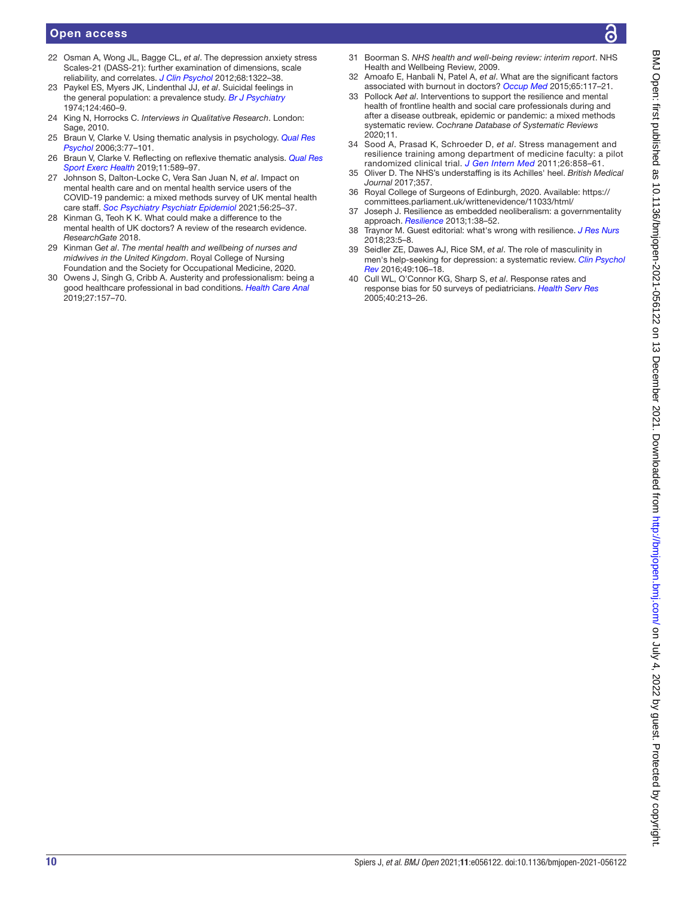22 Osman A, Wong JL, Bagge CL, *et al*. The depression anxiety stress Scales-21 (DASS-21): further examination of dimensions, scale reliability, and correlates. *J Clin Psychol* 2012;68:1322–38.
23 Paykel ES, Myers JK, Lindenthal JJ, *et al*. Suicidal feelings in the general population: a prevalence study. *Br J Psychiatry* 1974;124:460–9.
24 King N, Horrocks C. *Interviews in Qualitative Research*. London: Sage, 2010.
25 Braun V, Clarke V. Using thematic analysis in psychology. *Qual Res Psychol* 2006;3:77–101.
26 Braun V, Clarke V. Reflecting on reflexive thematic analysis. *Qual Res Sport Exerc Health* 2019;11:589–97.
27 Johnson S, Dalton-Locke C, Vera San Juan N, *et al*. Impact on mental health care and on mental health service users of the COVID-19 pandemic: a mixed methods survey of UK mental health care staff. *Soc Psychiatry Psychiatr Epidemiol* 2021;56:25–37.
28 Kinman G, Teoh K K. What could make a difference to the mental health of UK doctors? A review of the research evidence. *ResearchGate* 2018.
29 Kinman G*et al*. *The mental health and wellbeing of nurses and midwives in the United Kingdom*. Royal College of Nursing Foundation and the Society for Occupational Medicine, 2020.
30 Owens J, Singh G, Cribb A. Austerity and professionalism: being a good healthcare professional in bad conditions. *Health Care Anal* 2019;27:157–70.
31 Boorman S. *NHS health and well-being review: interim report*. NHS Health and Wellbeing Review, 2009.
32 Amoafo E, Hanbali N, Patel A, *et al*. What are the significant factors associated with burnout in doctors? *Occup Med* 2015;65:117–21.
33 Pollock A*et al*. Interventions to support the resilience and mental health of frontline health and social care professionals during and after a disease outbreak, epidemic or pandemic: a mixed methods systematic review. *Cochrane Database of Systematic Reviews* 2020;11.
34 Sood A, Prasad K, Schroeder D, *et al*. Stress management and resilience training among department of medicine faculty: a pilot randomized clinical trial. *J Gen Intern Med* 2011;26:858–61.
35 Oliver D. The NHS's understaffing is its Achilles' heel. *British Medical Journal* 2017;357.
36 Royal College of Surgeons of Edinburgh, 2020. Available: https://committees.parliament.uk/writtenevidence/11033/html/
37 Joseph J. Resilience as embedded neoliberalism: a governmentality approach. *Resilience* 2013;1:38–52.
38 Traynor M. Guest editorial: what's wrong with resilience. *J Res Nurs* 2018;23:5–8.
39 Seidler ZE, Dawes AJ, Rice SM, *et al*. The role of masculinity in men's help-seeking for depression: a systematic review. *Clin Psychol Rev* 2016;49:106–18.
40 Cull WL, O'Connor KG, Sharp S, *et al*. Response rates and response bias for 50 surveys of pediatricians. *Health Serv Res* 2005;40:213–26.